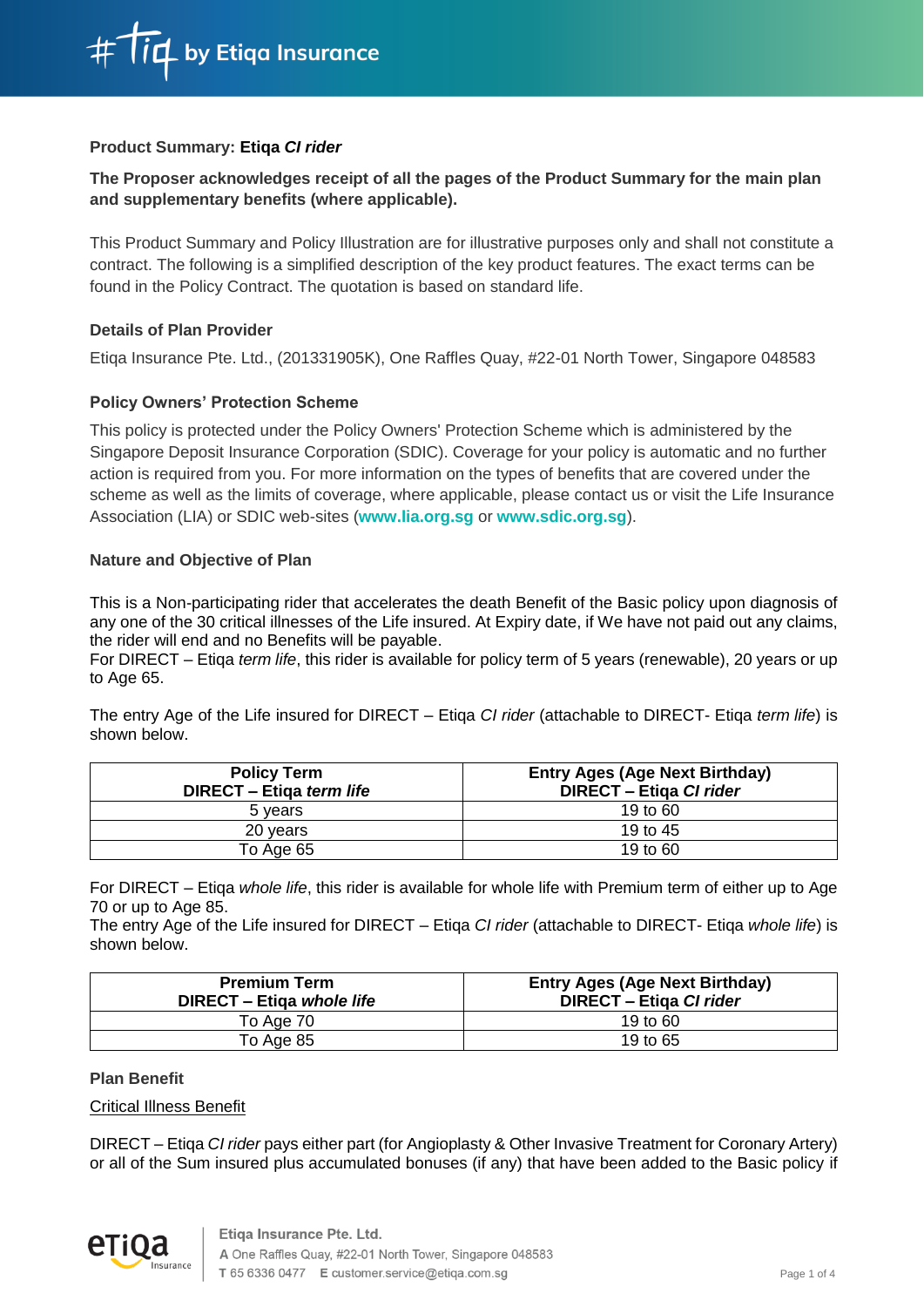**Product Summary: Etiqa *CI rider***

**The Proposer acknowledges receipt of all the pages of the Product Summary for the main plan and supplementary benefits (where applicable).**

This Product Summary and Policy Illustration are for illustrative purposes only and shall not constitute a contract. The following is a simplified description of the key product features. The exact terms can be found in the Policy Contract. The quotation is based on standard life.

**Details of Plan Provider**

Etiqa Insurance Pte. Ltd., (201331905K), One Raffles Quay, #22-01 North Tower, Singapore 048583

**Policy Owners' Protection Scheme**

This policy is protected under the Policy Owners' Protection Scheme which is administered by the Singapore Deposit Insurance Corporation (SDIC). Coverage for your policy is automatic and no further action is required from you. For more information on the types of benefits that are covered under the scheme as well as the limits of coverage, where applicable, please contact us or visit the Life Insurance Association (LIA) or SDIC web-sites (**www.lia.org.sg** or **www.sdic.org.sg**).

**Nature and Objective of Plan**

This is a Non-participating rider that accelerates the death Benefit of the Basic policy upon diagnosis of any one of the 30 critical illnesses of the Life insured. At Expiry date, if We have not paid out any claims, the rider will end and no Benefits will be payable.
For DIRECT – Etiqa *term life*, this rider is available for policy term of 5 years (renewable), 20 years or up to Age 65.

The entry Age of the Life insured for DIRECT – Etiqa *CI rider* (attachable to DIRECT- Etiqa *term life*) is shown below.

| **Policy Term DIRECT – Etiqa *term life*** | **Entry Ages (Age Next Birthday) DIRECT – Etiqa *CI rider*** |
|---|---|
| 5 years | 19 to 60 |
| 20 years | 19 to 45 |
| To Age 65 | 19 to 60 |

For DIRECT – Etiqa *whole life*, this rider is available for whole life with Premium term of either up to Age 70 or up to Age 85.
The entry Age of the Life insured for DIRECT – Etiqa *CI rider* (attachable to DIRECT- Etiqa *whole life*) is shown below.

| **Premium Term DIRECT – Etiqa *whole life*** | **Entry Ages (Age Next Birthday) DIRECT – Etiqa *CI rider*** |
|---|---|
| To Age 70 | 19 to 60 |
| To Age 85 | 19 to 65 |

**Plan Benefit**

Critical Illness Benefit

DIRECT – Etiqa *CI rider* pays either part (for Angioplasty & Other Invasive Treatment for Coronary Artery) or all of the Sum insured plus accumulated bonuses (if any) that have been added to the Basic policy if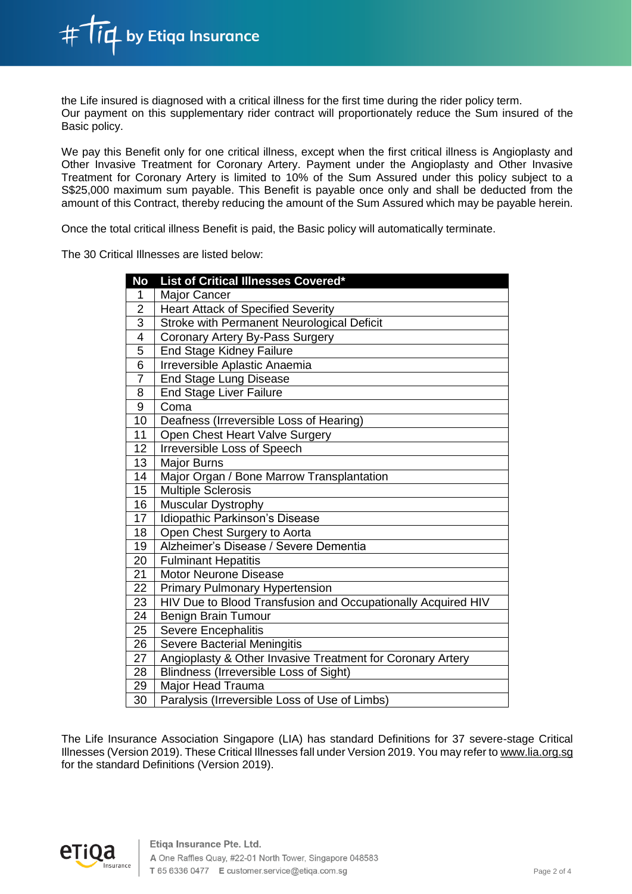the Life insured is diagnosed with a critical illness for the first time during the rider policy term.
Our payment on this supplementary rider contract will proportionately reduce the Sum insured of the Basic policy.

We pay this Benefit only for one critical illness, except when the first critical illness is Angioplasty and Other Invasive Treatment for Coronary Artery. Payment under the Angioplasty and Other Invasive Treatment for Coronary Artery is limited to 10% of the Sum Assured under this policy subject to a S$25,000 maximum sum payable. This Benefit is payable once only and shall be deducted from the amount of this Contract, thereby reducing the amount of the Sum Assured which may be payable herein.

Once the total critical illness Benefit is paid, the Basic policy will automatically terminate.

The 30 Critical Illnesses are listed below:

| No | List of Critical Illnesses Covered* |
|---|---|
| 1 | Major Cancer |
| 2 | Heart Attack of Specified Severity |
| 3 | Stroke with Permanent Neurological Deficit |
| 4 | Coronary Artery By-Pass Surgery |
| 5 | End Stage Kidney Failure |
| 6 | Irreversible Aplastic Anaemia |
| 7 | End Stage Lung Disease |
| 8 | End Stage Liver Failure |
| 9 | Coma |
| 10 | Deafness (Irreversible Loss of Hearing) |
| 11 | Open Chest Heart Valve Surgery |
| 12 | Irreversible Loss of Speech |
| 13 | Major Burns |
| 14 | Major Organ / Bone Marrow Transplantation |
| 15 | Multiple Sclerosis |
| 16 | Muscular Dystrophy |
| 17 | Idiopathic Parkinson's Disease |
| 18 | Open Chest Surgery to Aorta |
| 19 | Alzheimer's Disease / Severe Dementia |
| 20 | Fulminant Hepatitis |
| 21 | Motor Neurone Disease |
| 22 | Primary Pulmonary Hypertension |
| 23 | HIV Due to Blood Transfusion and Occupationally Acquired HIV |
| 24 | Benign Brain Tumour |
| 25 | Severe Encephalitis |
| 26 | Severe Bacterial Meningitis |
| 27 | Angioplasty & Other Invasive Treatment for Coronary Artery |
| 28 | Blindness (Irreversible Loss of Sight) |
| 29 | Major Head Trauma |
| 30 | Paralysis (Irreversible Loss of Use of Limbs) |

The Life Insurance Association Singapore (LIA) has standard Definitions for 37 severe-stage Critical Illnesses (Version 2019). These Critical Illnesses fall under Version 2019. You may refer to www.lia.org.sg for the standard Definitions (Version 2019).

Etiqa Insurance Pte. Ltd.
A One Raffles Quay, #22-01 North Tower, Singapore 048583
T 65 6336 0477 E customer.service@etiqa.com.sg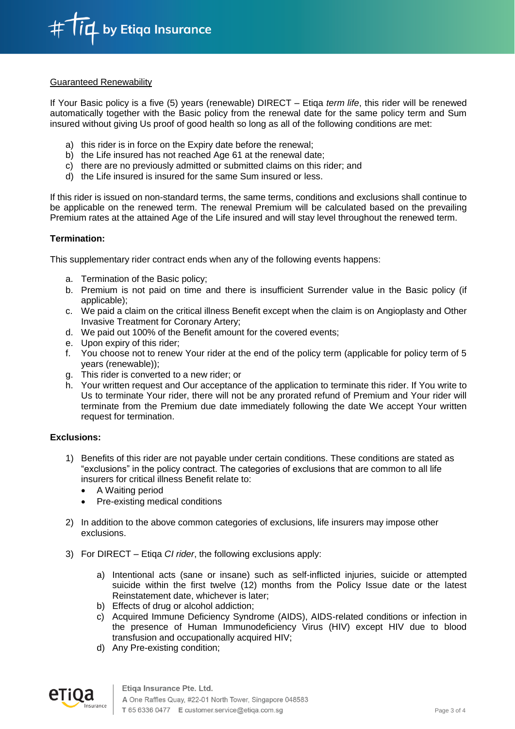<u>Guaranteed Renewability</u>

If Your Basic policy is a five (5) years (renewable) DIRECT – Etiqa *term life*, this rider will be renewed automatically together with the Basic policy from the renewal date for the same policy term and Sum insured without giving Us proof of good health so long as all of the following conditions are met:

a) this rider is in force on the Expiry date before the renewal;
b) the Life insured has not reached Age 61 at the renewal date;
c) there are no previously admitted or submitted claims on this rider; and
d) the Life insured is insured for the same Sum insured or less.

If this rider is issued on non-standard terms, the same terms, conditions and exclusions shall continue to be applicable on the renewed term. The renewal Premium will be calculated based on the prevailing Premium rates at the attained Age of the Life insured and will stay level throughout the renewed term.

**Termination:**

This supplementary rider contract ends when any of the following events happens:

a. Termination of the Basic policy;
b. Premium is not paid on time and there is insufficient Surrender value in the Basic policy (if applicable);
c. We paid a claim on the critical illness Benefit except when the claim is on Angioplasty and Other Invasive Treatment for Coronary Artery;
d. We paid out 100% of the Benefit amount for the covered events;
e. Upon expiry of this rider;
f. You choose not to renew Your rider at the end of the policy term (applicable for policy term of 5 years (renewable));
g. This rider is converted to a new rider; or
h. Your written request and Our acceptance of the application to terminate this rider. If You write to Us to terminate Your rider, there will not be any prorated refund of Premium and Your rider will terminate from the Premium due date immediately following the date We accept Your written request for termination.

**Exclusions:**

1) Benefits of this rider are not payable under certain conditions. These conditions are stated as "exclusions" in the policy contract. The categories of exclusions that are common to all life insurers for critical illness Benefit relate to:
   - A Waiting period
   - Pre-existing medical conditions

2) In addition to the above common categories of exclusions, life insurers may impose other exclusions.

3) For DIRECT – Etiqa *CI rider*, the following exclusions apply:

   a) Intentional acts (sane or insane) such as self-inflicted injuries, suicide or attempted suicide within the first twelve (12) months from the Policy Issue date or the latest Reinstatement date, whichever is later;
   b) Effects of drug or alcohol addiction;
   c) Acquired Immune Deficiency Syndrome (AIDS), AIDS-related conditions or infection in the presence of Human Immunodeficiency Virus (HIV) except HIV due to blood transfusion and occupationally acquired HIV;
   d) Any Pre-existing condition;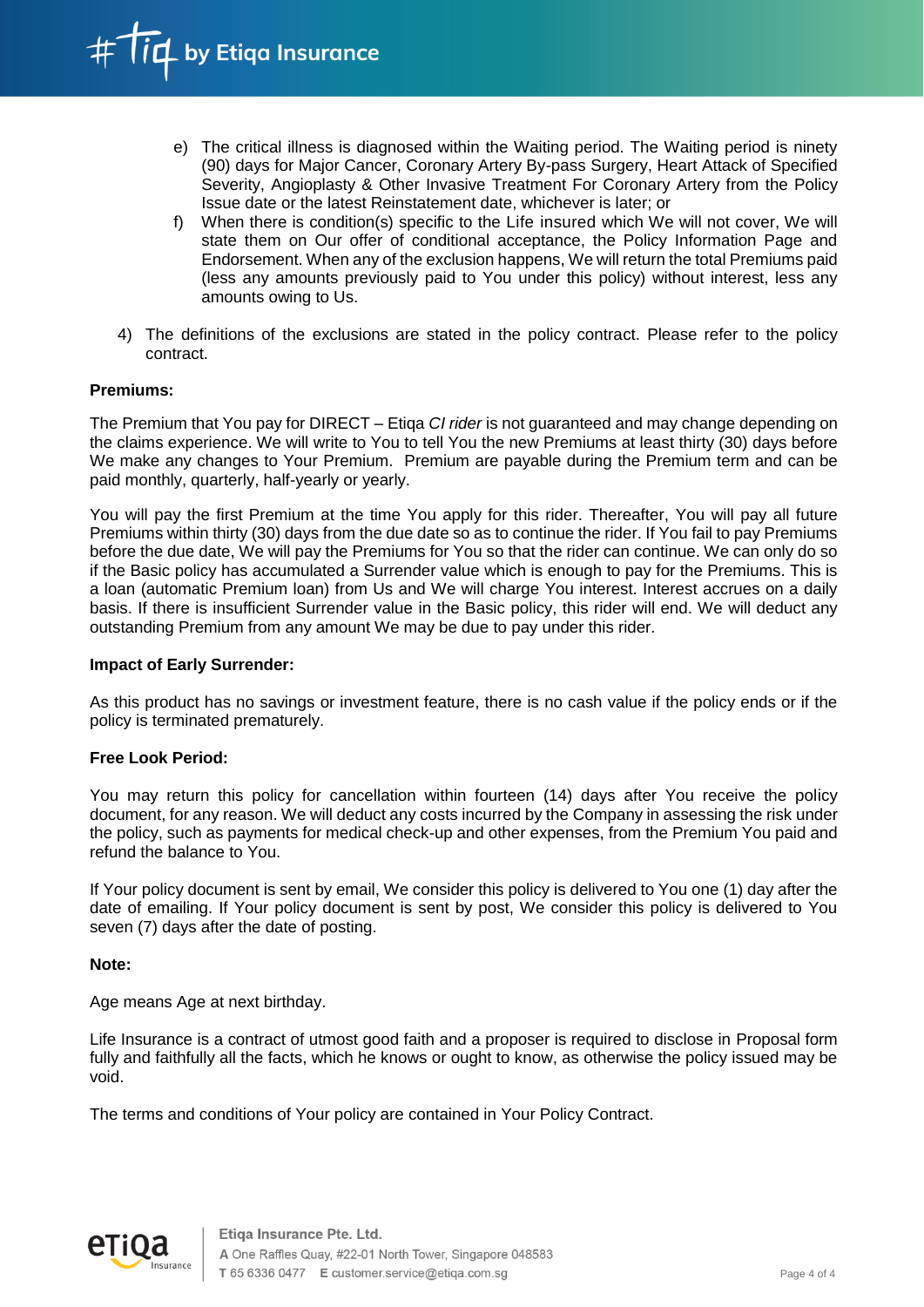e) The critical illness is diagnosed within the Waiting period. The Waiting period is ninety (90) days for Major Cancer, Coronary Artery By-pass Surgery, Heart Attack of Specified Severity, Angioplasty & Other Invasive Treatment For Coronary Artery from the Policy Issue date or the latest Reinstatement date, whichever is later; or

f) When there is condition(s) specific to the Life insured which We will not cover, We will state them on Our offer of conditional acceptance, the Policy Information Page and Endorsement. When any of the exclusion happens, We will return the total Premiums paid (less any amounts previously paid to You under this policy) without interest, less any amounts owing to Us.

4) The definitions of the exclusions are stated in the policy contract. Please refer to the policy contract.

**Premiums:**

The Premium that You pay for DIRECT – Etiqa *CI rider* is not guaranteed and may change depending on the claims experience. We will write to You to tell You the new Premiums at least thirty (30) days before We make any changes to Your Premium. Premium are payable during the Premium term and can be paid monthly, quarterly, half-yearly or yearly.

You will pay the first Premium at the time You apply for this rider. Thereafter, You will pay all future Premiums within thirty (30) days from the due date so as to continue the rider. If You fail to pay Premiums before the due date, We will pay the Premiums for You so that the rider can continue. We can only do so if the Basic policy has accumulated a Surrender value which is enough to pay for the Premiums. This is a loan (automatic Premium loan) from Us and We will charge You interest. Interest accrues on a daily basis. If there is insufficient Surrender value in the Basic policy, this rider will end. We will deduct any outstanding Premium from any amount We may be due to pay under this rider.

**Impact of Early Surrender:**

As this product has no savings or investment feature, there is no cash value if the policy ends or if the policy is terminated prematurely.

**Free Look Period:**

You may return this policy for cancellation within fourteen (14) days after You receive the policy document, for any reason. We will deduct any costs incurred by the Company in assessing the risk under the policy, such as payments for medical check-up and other expenses, from the Premium You paid and refund the balance to You.

If Your policy document is sent by email, We consider this policy is delivered to You one (1) day after the date of emailing. If Your policy document is sent by post, We consider this policy is delivered to You seven (7) days after the date of posting.

**Note:**

Age means Age at next birthday.

Life Insurance is a contract of utmost good faith and a proposer is required to disclose in Proposal form fully and faithfully all the facts, which he knows or ought to know, as otherwise the policy issued may be void.

The terms and conditions of Your policy are contained in Your Policy Contract.